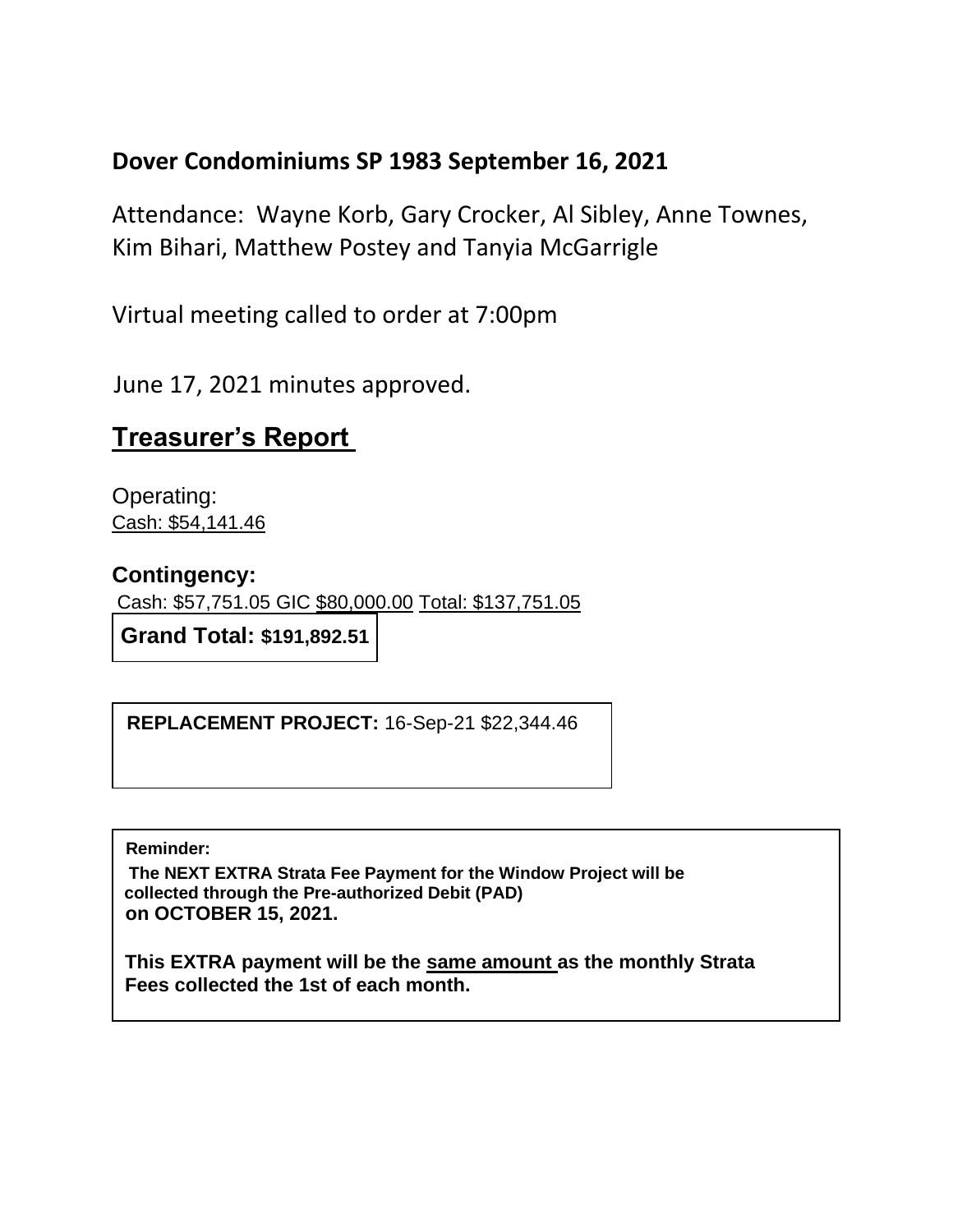**Dover Condominiums SP 1983 September 16, 2021**

Attendance: Wayne Korb, Gary Crocker, Al Sibley, Anne Townes, Kim Bihari, Matthew Postey and Tanyia McGarrigle

Virtual meeting called to order at 7:00pm

June 17, 2021 minutes approved.

## Treasurer's Report

Operating:
Cash: $54,141.46

**Contingency:**
Cash: $57,751.05 GIC $80,000.00 Total: $137,751.05

**Grand Total: $191,892.51**

**REPLACEMENT PROJECT:** 16-Sep-21 $22,344.46

**Reminder:**
**The NEXT EXTRA Strata Fee Payment for the Window Project will be collected through the Pre-authorized Debit (PAD) on OCTOBER 15, 2021.**

**This EXTRA payment will be the same amount as the monthly Strata Fees collected the 1st of each month.**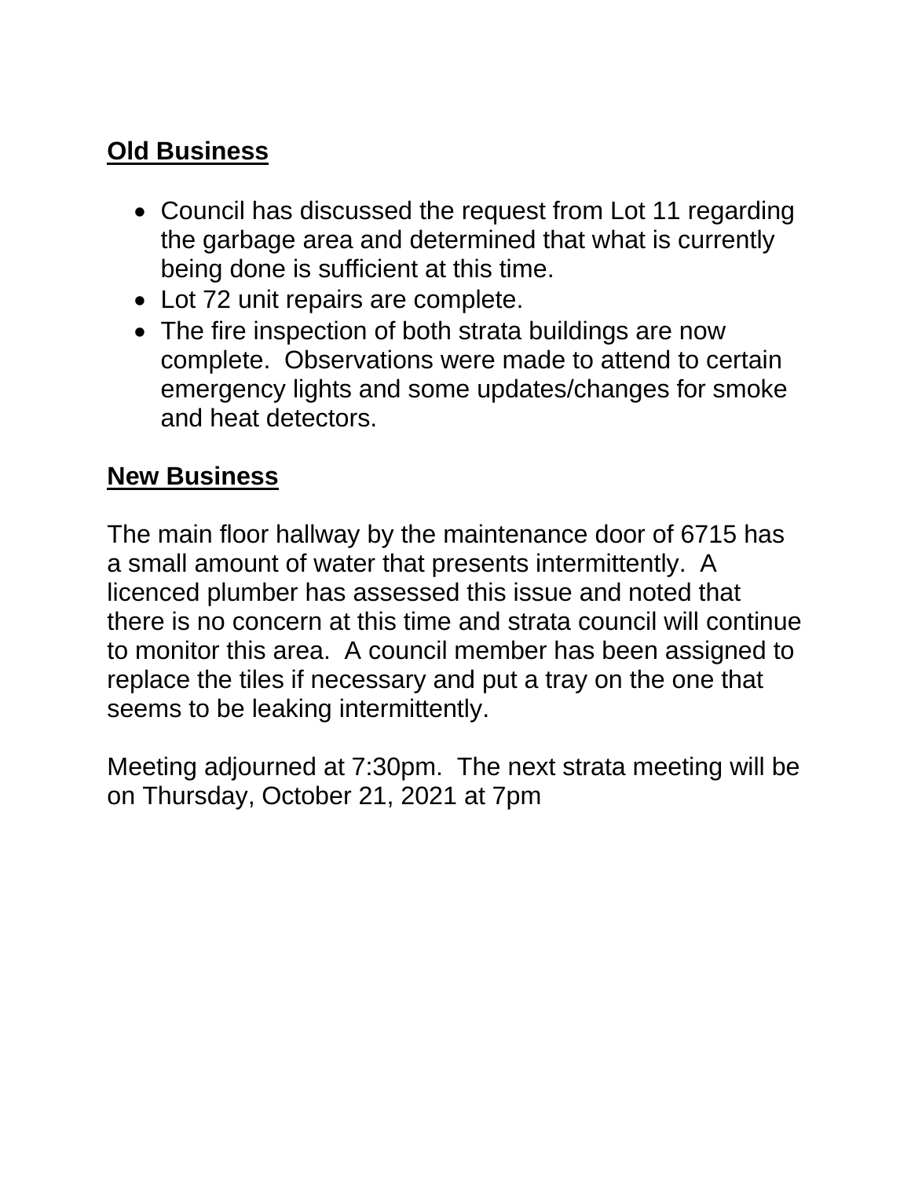## Old Business

- Council has discussed the request from Lot 11 regarding the garbage area and determined that what is currently being done is sufficient at this time.
- Lot 72 unit repairs are complete.
- The fire inspection of both strata buildings are now complete. Observations were made to attend to certain emergency lights and some updates/changes for smoke and heat detectors.

## New Business

The main floor hallway by the maintenance door of 6715 has a small amount of water that presents intermittently. A licenced plumber has assessed this issue and noted that there is no concern at this time and strata council will continue to monitor this area. A council member has been assigned to replace the tiles if necessary and put a tray on the one that seems to be leaking intermittently.

Meeting adjourned at 7:30pm. The next strata meeting will be on Thursday, October 21, 2021 at 7pm